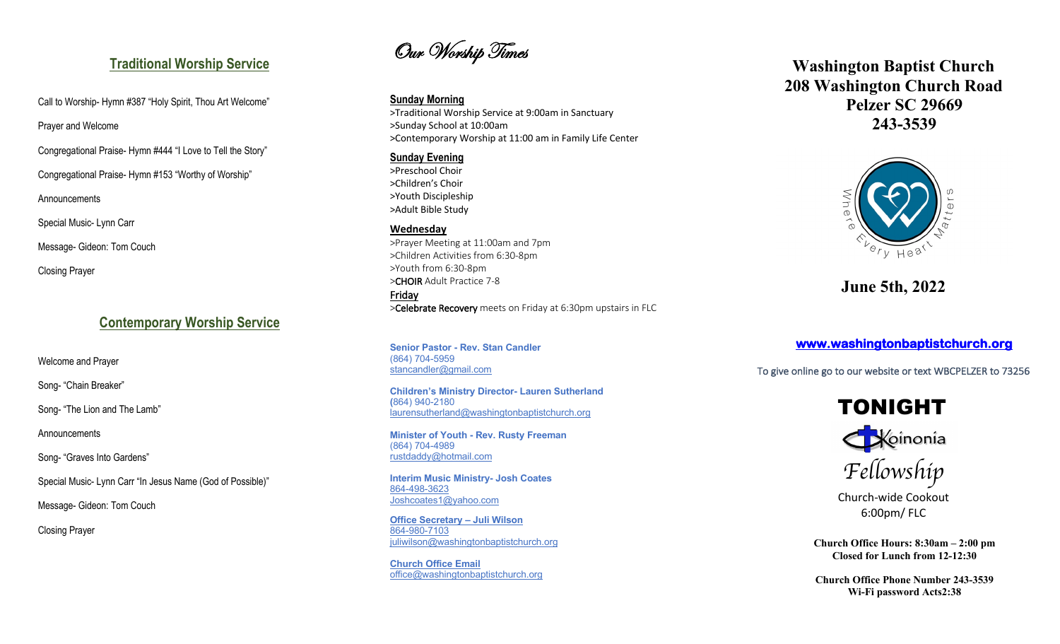## Traditional Worship Service

Call to Worship- Hymn #387 "Holy Spirit, Thou Art Welcome"

Prayer and Welcome

Congregational Praise- Hymn #444 "I Love to Tell the Story"

Congregational Praise- Hymn #153 "Worthy of Worship"

Announcements

Special Music- Lynn Carr

Message- Gideon: Tom Couch

Closing Prayer

## Contemporary Worship Service

Welcome and Prayer

Song- "Chain Breaker"

Song- "The Lion and The Lamb"

Announcements

Song- "Graves Into Gardens"

Special Music- Lynn Carr "In Jesus Name (God of Possible)"

Message- Gideon: Tom Couch

Closing Prayer

## *Our Worship Times*

**Sunday Morning**

>Traditional Worship Service at 9:00am in Sanctuary
>Sunday School at 10:00am
>Contemporary Worship at 11:00 am in Family Life Center

**Sunday Evening**

>Preschool Choir
>Children's Choir
>Youth Discipleship
>Adult Bible Study

**Wednesday**

>Prayer Meeting at 11:00am and 7pm
>Children Activities from 6:30-8pm
>Youth from 6:30-8pm
>CHOIR Adult Practice 7-8

**Friday**

>Celebrate Recovery meets on Friday at 6:30pm upstairs in FLC

**Senior Pastor - Rev. Stan Candler**
(864) 704-5959
stancandler@gmail.com

**Children's Ministry Director- Lauren Sutherland**
(864) 940-2180
laurensutherland@washingtonbaptistchurch.org

**Minister of Youth - Rev. Rusty Freeman**
(864) 704-4989
rustdaddy@hotmail.com

**Interim Music Ministry- Josh Coates**
864-498-3623
Joshcoates1@yahoo.com

**Office Secretary – Juli Wilson**
864-980-7103
juliwilson@washingtonbaptistchurch.org

**Church Office Email**
office@washingtonbaptistchurch.org

# Washington Baptist Church
# 208 Washington Church Road
# Pelzer SC 29669
# 243-3539

Where Every Heart Matters

## June 5th, 2022

**www.washingtonbaptistchurch.org**

To give online go to our website or text WBCPELZER to 73256

**TONIGHT**

Koinonia

*Fellowship*

Church-wide Cookout
6:00pm/ FLC

**Church Office Hours: 8:30am – 2:00 pm**
**Closed for Lunch from 12-12:30**

**Church Office Phone Number 243-3539**
**Wi-Fi password Acts2:38**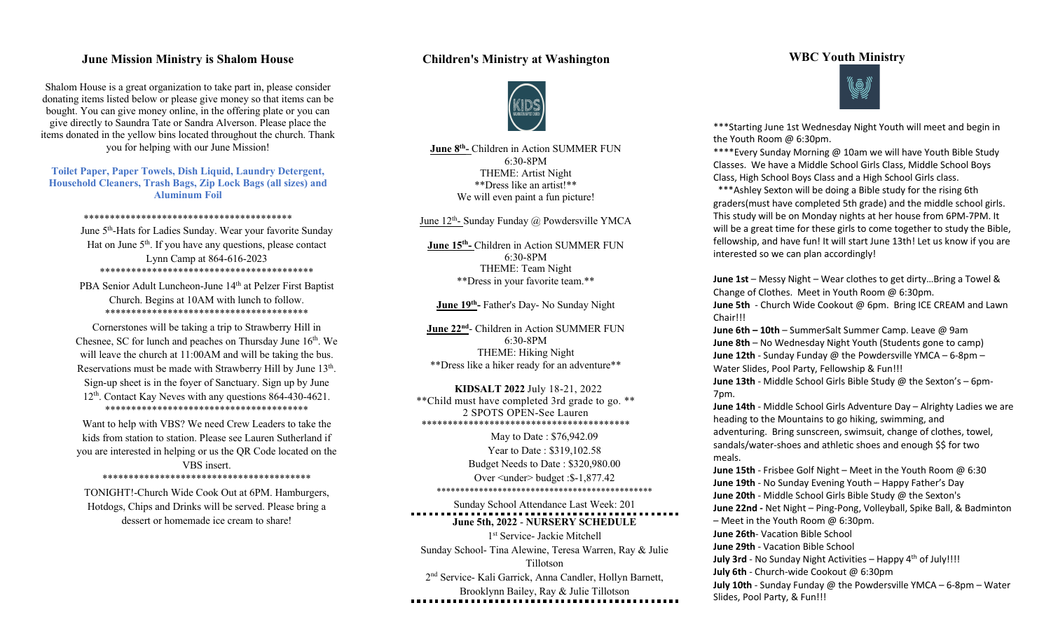## June Mission Ministry is Shalom House

Shalom House is a great organization to take part in, please consider donating items listed below or please give money so that items can be bought. You can give money online, in the offering plate or you can give directly to Saundra Tate or Sandra Alverson. Please place the items donated in the yellow bins located throughout the church. Thank you for helping with our June Mission!

**Toilet Paper, Paper Towels, Dish Liquid, Laundry Detergent, Household Cleaners, Trash Bags, Zip Lock Bags (all sizes) and Aluminum Foil**

*****************************************

June 5th-Hats for Ladies Sunday. Wear your favorite Sunday Hat on June 5th. If you have any questions, please contact Lynn Camp at 864-616-2023

*******************************************

PBA Senior Adult Luncheon-June 14th at Pelzer First Baptist Church. Begins at 10AM with lunch to follow.

*****************************************

Cornerstones will be taking a trip to Strawberry Hill in Chesnee, SC for lunch and peaches on Thursday June 16th. We will leave the church at 11:00AM and will be taking the bus. Reservations must be made with Strawberry Hill by June 13th. Sign-up sheet is in the foyer of Sanctuary. Sign up by June 12th. Contact Kay Neves with any questions 864-430-4621.

*****************************************

Want to help with VBS? We need Crew Leaders to take the kids from station to station. Please see Lauren Sutherland if you are interested in helping or us the QR Code located on the VBS insert.

*****************************************

TONIGHT!-Church Wide Cook Out at 6PM. Hamburgers, Hotdogs, Chips and Drinks will be served. Please bring a dessert or homemade ice cream to share!

## Children's Ministry at Washington

**June 8th-** Children in Action SUMMER FUN
6:30-8PM
THEME: Artist Night
**Dress like an artist!**
We will even paint a fun picture!

June 12th- Sunday Funday @ Powdersville YMCA

**June 15th-** Children in Action SUMMER FUN
6:30-8PM
THEME: Team Night
**Dress in your favorite team.**

**June 19th-** Father's Day- No Sunday Night

**June 22nd-** Children in Action SUMMER FUN
6:30-8PM
THEME: Hiking Night
**Dress like a hiker ready for an adventure**

**KIDSALT 2022** July 18-21, 2022
**Child must have completed 3rd grade to go. **
2 SPOTS OPEN-See Lauren

*****************************************

May to Date : $76,942.09
Year to Date : $319,102.58
Budget Needs to Date : $320,980.00
Over <under> budget :$-1,877.42

***********************************************

Sunday School Attendance Last Week: 201

**June 5th, 2022 - NURSERY SCHEDULE**

1st Service- Jackie Mitchell
Sunday School- Tina Alewine, Teresa Warren, Ray & Julie Tillotson
2nd Service- Kali Garrick, Anna Candler, Hollyn Barnett, Brooklynn Bailey, Ray & Julie Tillotson

## WBC Youth Ministry

***Starting June 1st Wednesday Night Youth will meet and begin in the Youth Room @ 6:30pm.

****Every Sunday Morning @ 10am we will have Youth Bible Study Classes. We have a Middle School Girls Class, Middle School Boys Class, High School Boys Class and a High School Girls class.

***Ashley Sexton will be doing a Bible study for the rising 6th graders(must have completed 5th grade) and the middle school girls. This study will be on Monday nights at her house from 6PM-7PM. It will be a great time for these girls to come together to study the Bible, fellowship, and have fun! It will start June 13th! Let us know if you are interested so we can plan accordingly!

**June 1st** – Messy Night – Wear clothes to get dirty…Bring a Towel & Change of Clothes. Meet in Youth Room @ 6:30pm.
**June 5th** - Church Wide Cookout @ 6pm. Bring ICE CREAM and Lawn Chair!!!
**June 6th – 10th** – SummerSalt Summer Camp. Leave @ 9am
**June 8th** – No Wednesday Night Youth (Students gone to camp)
**June 12th** - Sunday Funday @ the Powdersville YMCA – 6-8pm – Water Slides, Pool Party, Fellowship & Fun!!!
**June 13th** - Middle School Girls Bible Study @ the Sexton's – 6pm-7pm.
**June 14th** - Middle School Girls Adventure Day – Alrighty Ladies we are heading to the Mountains to go hiking, swimming, and adventuring. Bring sunscreen, swimsuit, change of clothes, towel, sandals/water-shoes and athletic shoes and enough $$ for two meals.
**June 15th** - Frisbee Golf Night – Meet in the Youth Room @ 6:30
**June 19th** - No Sunday Evening Youth – Happy Father's Day
**June 20th** - Middle School Girls Bible Study @ the Sexton's
**June 22nd** - Net Night – Ping-Pong, Volleyball, Spike Ball, & Badminton – Meet in the Youth Room @ 6:30pm.
**June 26th**- Vacation Bible School
**June 29th** - Vacation Bible School
**July 3rd** - No Sunday Night Activities – Happy 4th of July!!!!
**July 6th** - Church-wide Cookout @ 6:30pm
**July 10th** - Sunday Funday @ the Powdersville YMCA – 6-8pm – Water Slides, Pool Party, & Fun!!!